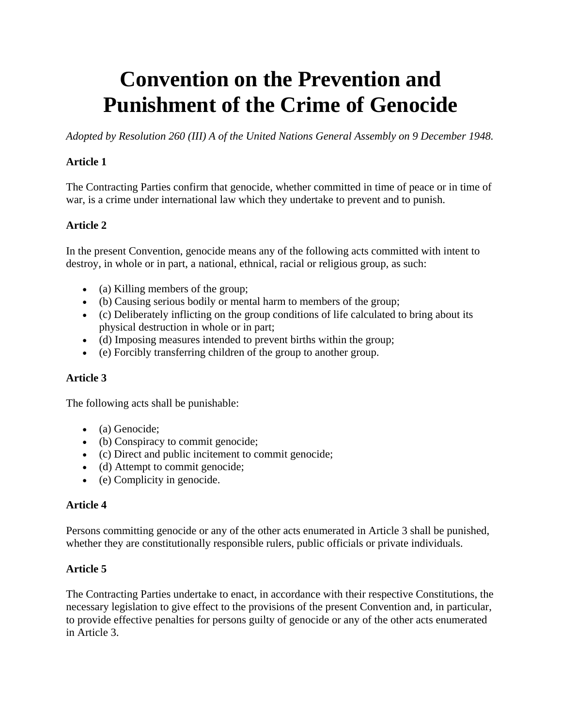# Convention on the Prevention and Punishment of the Crime of Genocide

*Adopted by Resolution 260 (III) A of the United Nations General Assembly on 9 December 1948.*

**Article 1**

The Contracting Parties confirm that genocide, whether committed in time of peace or in time of war, is a crime under international law which they undertake to prevent and to punish.

**Article 2**

In the present Convention, genocide means any of the following acts committed with intent to destroy, in whole or in part, a national, ethnical, racial or religious group, as such:

- (a) Killing members of the group;
- (b) Causing serious bodily or mental harm to members of the group;
- (c) Deliberately inflicting on the group conditions of life calculated to bring about its physical destruction in whole or in part;
- (d) Imposing measures intended to prevent births within the group;
- (e) Forcibly transferring children of the group to another group.

**Article 3**

The following acts shall be punishable:

- (a) Genocide;
- (b) Conspiracy to commit genocide;
- (c) Direct and public incitement to commit genocide;
- (d) Attempt to commit genocide;
- (e) Complicity in genocide.

**Article 4**

Persons committing genocide or any of the other acts enumerated in Article 3 shall be punished, whether they are constitutionally responsible rulers, public officials or private individuals.

**Article 5**

The Contracting Parties undertake to enact, in accordance with their respective Constitutions, the necessary legislation to give effect to the provisions of the present Convention and, in particular, to provide effective penalties for persons guilty of genocide or any of the other acts enumerated in Article 3.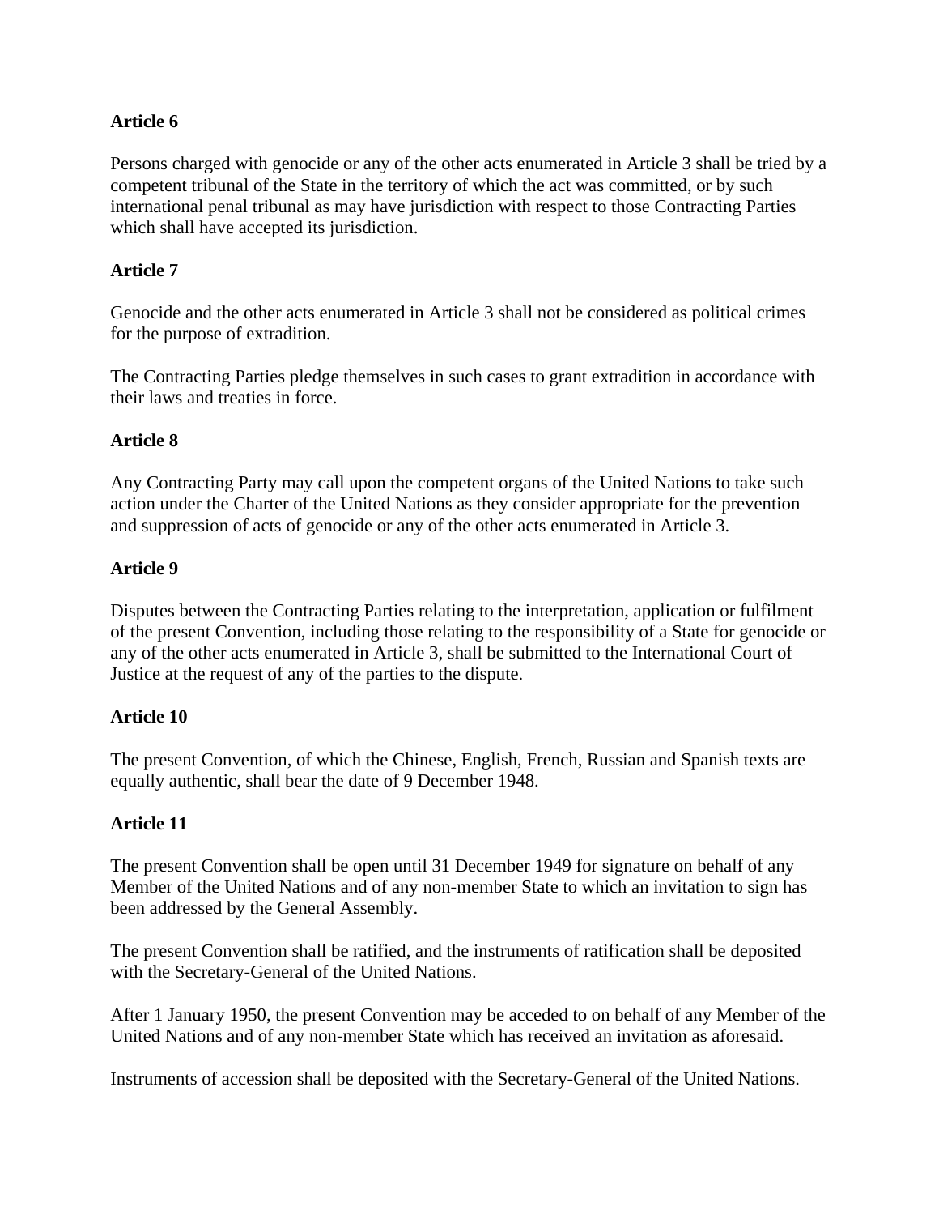**Article 6**

Persons charged with genocide or any of the other acts enumerated in Article 3 shall be tried by a competent tribunal of the State in the territory of which the act was committed, or by such international penal tribunal as may have jurisdiction with respect to those Contracting Parties which shall have accepted its jurisdiction.

**Article 7**

Genocide and the other acts enumerated in Article 3 shall not be considered as political crimes for the purpose of extradition.

The Contracting Parties pledge themselves in such cases to grant extradition in accordance with their laws and treaties in force.

**Article 8**

Any Contracting Party may call upon the competent organs of the United Nations to take such action under the Charter of the United Nations as they consider appropriate for the prevention and suppression of acts of genocide or any of the other acts enumerated in Article 3.

**Article 9**

Disputes between the Contracting Parties relating to the interpretation, application or fulfilment of the present Convention, including those relating to the responsibility of a State for genocide or any of the other acts enumerated in Article 3, shall be submitted to the International Court of Justice at the request of any of the parties to the dispute.

**Article 10**

The present Convention, of which the Chinese, English, French, Russian and Spanish texts are equally authentic, shall bear the date of 9 December 1948.

**Article 11**

The present Convention shall be open until 31 December 1949 for signature on behalf of any Member of the United Nations and of any non-member State to which an invitation to sign has been addressed by the General Assembly.

The present Convention shall be ratified, and the instruments of ratification shall be deposited with the Secretary-General of the United Nations.

After 1 January 1950, the present Convention may be acceded to on behalf of any Member of the United Nations and of any non-member State which has received an invitation as aforesaid.

Instruments of accession shall be deposited with the Secretary-General of the United Nations.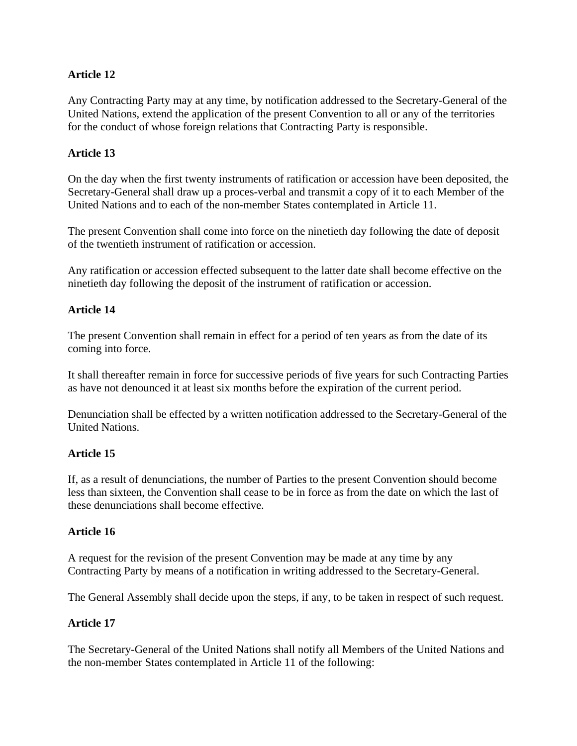**Article 12**

Any Contracting Party may at any time, by notification addressed to the Secretary-General of the United Nations, extend the application of the present Convention to all or any of the territories for the conduct of whose foreign relations that Contracting Party is responsible.

**Article 13**

On the day when the first twenty instruments of ratification or accession have been deposited, the Secretary-General shall draw up a proces-verbal and transmit a copy of it to each Member of the United Nations and to each of the non-member States contemplated in Article 11.

The present Convention shall come into force on the ninetieth day following the date of deposit of the twentieth instrument of ratification or accession.

Any ratification or accession effected subsequent to the latter date shall become effective on the ninetieth day following the deposit of the instrument of ratification or accession.

**Article 14**

The present Convention shall remain in effect for a period of ten years as from the date of its coming into force.

It shall thereafter remain in force for successive periods of five years for such Contracting Parties as have not denounced it at least six months before the expiration of the current period.

Denunciation shall be effected by a written notification addressed to the Secretary-General of the United Nations.

**Article 15**

If, as a result of denunciations, the number of Parties to the present Convention should become less than sixteen, the Convention shall cease to be in force as from the date on which the last of these denunciations shall become effective.

**Article 16**

A request for the revision of the present Convention may be made at any time by any Contracting Party by means of a notification in writing addressed to the Secretary-General.

The General Assembly shall decide upon the steps, if any, to be taken in respect of such request.

**Article 17**

The Secretary-General of the United Nations shall notify all Members of the United Nations and the non-member States contemplated in Article 11 of the following: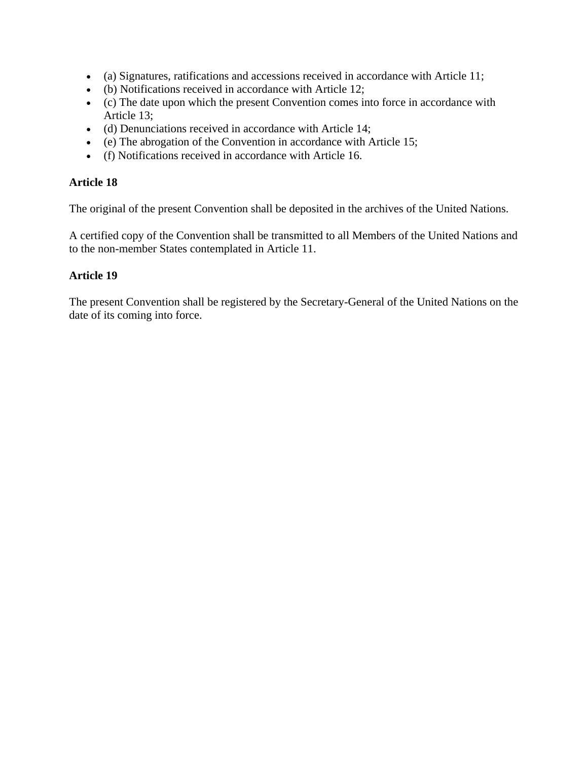- (a) Signatures, ratifications and accessions received in accordance with Article 11;
- (b) Notifications received in accordance with Article 12;
- (c) The date upon which the present Convention comes into force in accordance with Article 13;
- (d) Denunciations received in accordance with Article 14;
- (e) The abrogation of the Convention in accordance with Article 15;
- (f) Notifications received in accordance with Article 16.

**Article 18**

The original of the present Convention shall be deposited in the archives of the United Nations.

A certified copy of the Convention shall be transmitted to all Members of the United Nations and to the non-member States contemplated in Article 11.

**Article 19**

The present Convention shall be registered by the Secretary-General of the United Nations on the date of its coming into force.